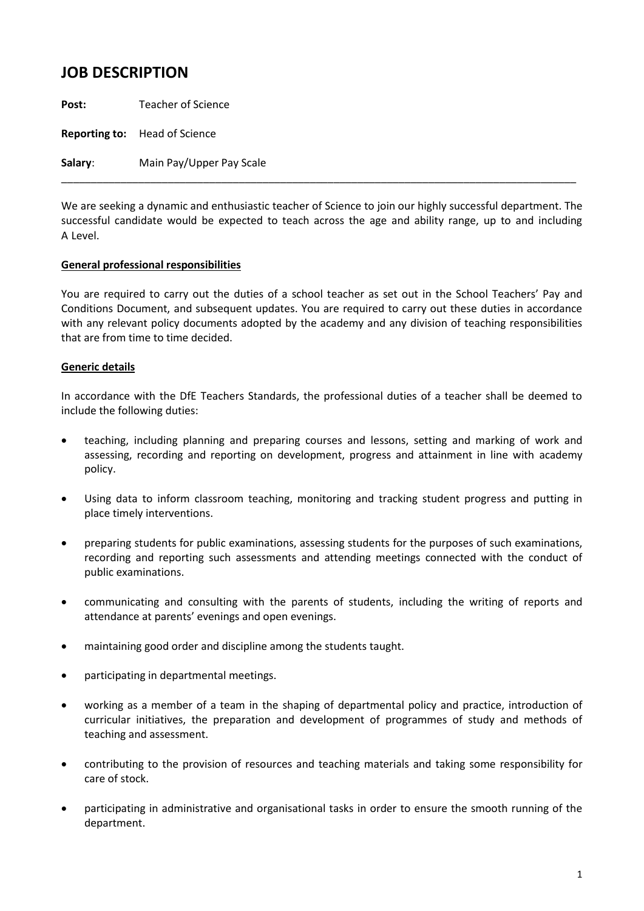# JOB DESCRIPTION

**Post:** Teacher of Science

**Reporting to:** Head of Science

**Salary**: Main Pay/Upper Pay Scale

---

We are seeking a dynamic and enthusiastic teacher of Science to join our highly successful department. The successful candidate would be expected to teach across the age and ability range, up to and including A Level.

**General professional responsibilities**

You are required to carry out the duties of a school teacher as set out in the School Teachers' Pay and Conditions Document, and subsequent updates. You are required to carry out these duties in accordance with any relevant policy documents adopted by the academy and any division of teaching responsibilities that are from time to time decided.

**Generic details**

In accordance with the DfE Teachers Standards, the professional duties of a teacher shall be deemed to include the following duties:

- teaching, including planning and preparing courses and lessons, setting and marking of work and assessing, recording and reporting on development, progress and attainment in line with academy policy.
- Using data to inform classroom teaching, monitoring and tracking student progress and putting in place timely interventions.
- preparing students for public examinations, assessing students for the purposes of such examinations, recording and reporting such assessments and attending meetings connected with the conduct of public examinations.
- communicating and consulting with the parents of students, including the writing of reports and attendance at parents' evenings and open evenings.
- maintaining good order and discipline among the students taught.
- participating in departmental meetings.
- working as a member of a team in the shaping of departmental policy and practice, introduction of curricular initiatives, the preparation and development of programmes of study and methods of teaching and assessment.
- contributing to the provision of resources and teaching materials and taking some responsibility for care of stock.
- participating in administrative and organisational tasks in order to ensure the smooth running of the department.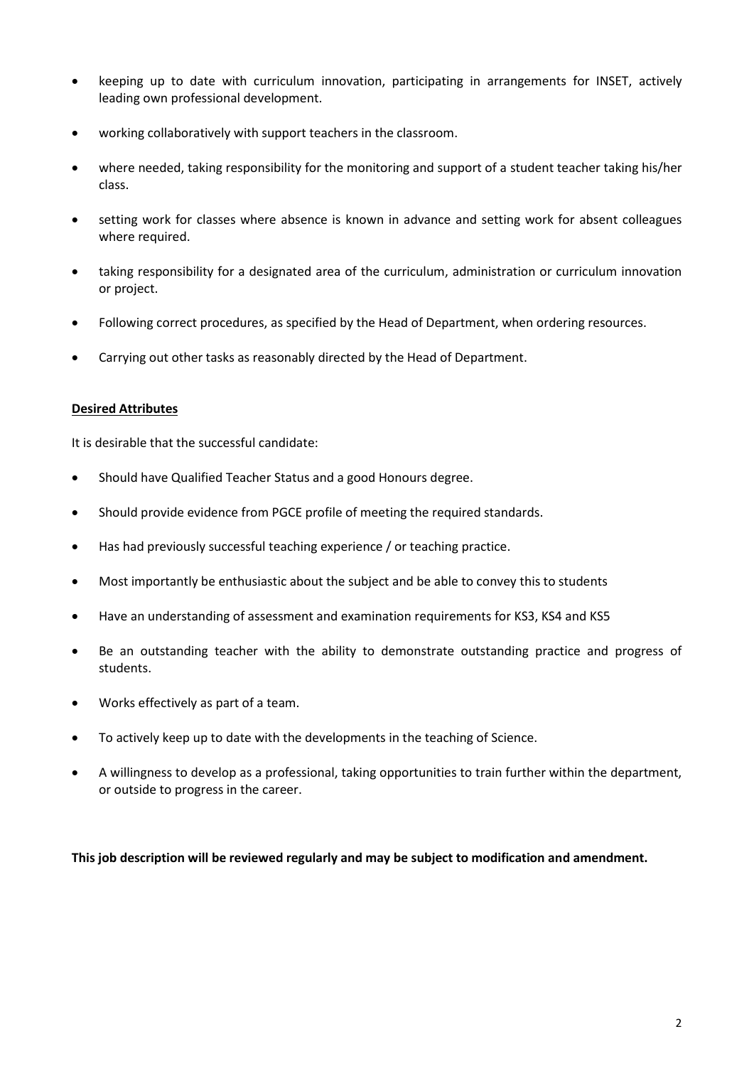- keeping up to date with curriculum innovation, participating in arrangements for INSET, actively leading own professional development.
- working collaboratively with support teachers in the classroom.
- where needed, taking responsibility for the monitoring and support of a student teacher taking his/her class.
- setting work for classes where absence is known in advance and setting work for absent colleagues where required.
- taking responsibility for a designated area of the curriculum, administration or curriculum innovation or project.
- Following correct procedures, as specified by the Head of Department, when ordering resources.
- Carrying out other tasks as reasonably directed by the Head of Department.

**Desired Attributes**

It is desirable that the successful candidate:

- Should have Qualified Teacher Status and a good Honours degree.
- Should provide evidence from PGCE profile of meeting the required standards.
- Has had previously successful teaching experience / or teaching practice.
- Most importantly be enthusiastic about the subject and be able to convey this to students
- Have an understanding of assessment and examination requirements for KS3, KS4 and KS5
- Be an outstanding teacher with the ability to demonstrate outstanding practice and progress of students.
- Works effectively as part of a team.
- To actively keep up to date with the developments in the teaching of Science.
- A willingness to develop as a professional, taking opportunities to train further within the department, or outside to progress in the career.

**This job description will be reviewed regularly and may be subject to modification and amendment.**